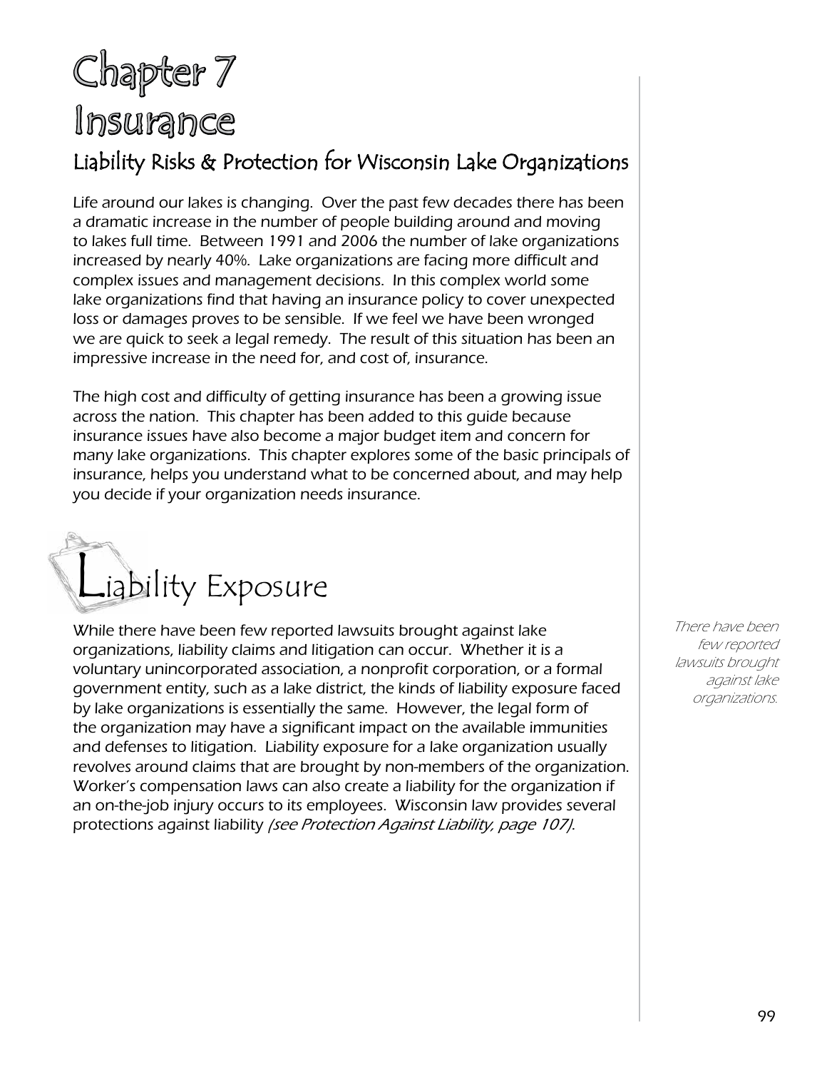# Chapter 7 Insurance

## Liability Risks & Protection for Wisconsin Lake Organizations

Life around our lakes is changing. Over the past few decades there has been a dramatic increase in the number of people building around and moving to lakes full time. Between 1991 and 2006 the number of lake organizations increased by nearly 40%. Lake organizations are facing more difficult and complex issues and management decisions. In this complex world some lake organizations find that having an insurance policy to cover unexpected loss or damages proves to be sensible. If we feel we have been wronged we are quick to seek a legal remedy. The result of this situation has been an impressive increase in the need for, and cost of, insurance.

The high cost and difficulty of getting insurance has been a growing issue across the nation. This chapter has been added to this guide because insurance issues have also become a major budget item and concern for many lake organizations. This chapter explores some of the basic principals of insurance, helps you understand what to be concerned about, and may help you decide if your organization needs insurance.

## Liability Exposure

While there have been few reported lawsuits brought against lake organizations, liability claims and litigation can occur. Whether it is a voluntary unincorporated association, a nonprofit corporation, or a formal government entity, such as a lake district, the kinds of liability exposure faced by lake organizations is essentially the same. However, the legal form of the organization may have a significant impact on the available immunities and defenses to litigation. Liability exposure for a lake organization usually revolves around claims that are brought by non-members of the organization. Worker's compensation laws can also create a liability for the organization if an on-the-job injury occurs to its employees. Wisconsin law provides several protections against liability *(see Protection Against Liability, page 107)*.

*There have been few reported lawsuits brought against lake organizations.*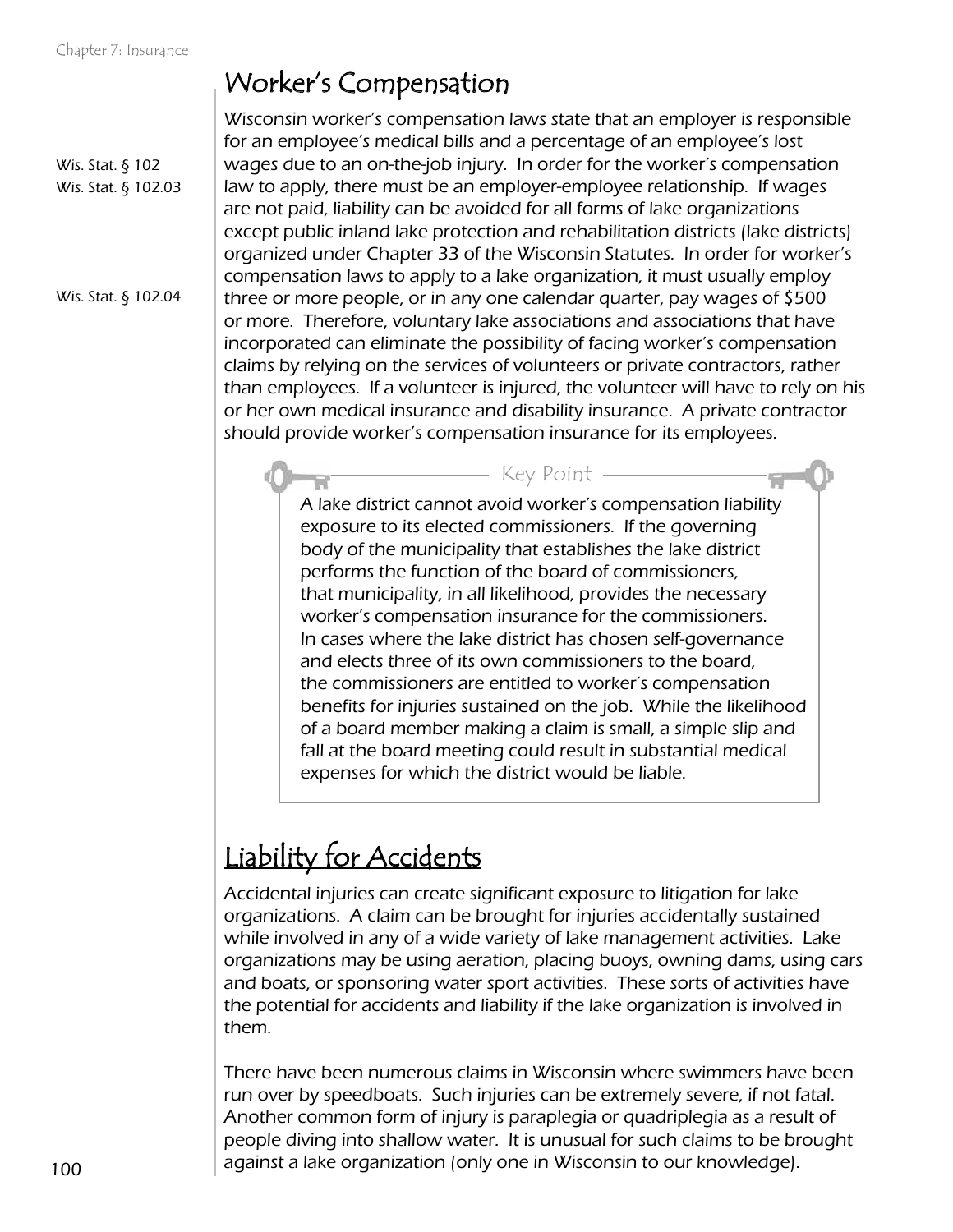## Worker's Compensation

Wis. Stat. § 102
Wis. Stat. § 102.03

Wisconsin worker's compensation laws state that an employer is responsible for an employee's medical bills and a percentage of an employee's lost wages due to an on-the-job injury. In order for the worker's compensation law to apply, there must be an employer-employee relationship. If wages are not paid, liability can be avoided for all forms of lake organizations except public inland lake protection and rehabilitation districts (lake districts) organized under Chapter 33 of the Wisconsin Statutes. In order for worker's compensation laws to apply to a lake organization, it must usually employ three or more people, or in any one calendar quarter, pay wages of $500 or more. Therefore, voluntary lake associations and associations that have incorporated can eliminate the possibility of facing worker's compensation claims by relying on the services of volunteers or private contractors, rather than employees. If a volunteer is injured, the volunteer will have to rely on his or her own medical insurance and disability insurance. A private contractor should provide worker's compensation insurance for its employees.

Wis. Stat. § 102.04

> **Key Point**
>
> A lake district cannot avoid worker's compensation liability exposure to its elected commissioners. If the governing body of the municipality that establishes the lake district performs the function of the board of commissioners, that municipality, in all likelihood, provides the necessary worker's compensation insurance for the commissioners. In cases where the lake district has chosen self-governance and elects three of its own commissioners to the board, the commissioners are entitled to worker's compensation benefits for injuries sustained on the job. While the likelihood of a board member making a claim is small, a simple slip and fall at the board meeting could result in substantial medical expenses for which the district would be liable.

## Liability for Accidents

Accidental injuries can create significant exposure to litigation for lake organizations. A claim can be brought for injuries accidentally sustained while involved in any of a wide variety of lake management activities. Lake organizations may be using aeration, placing buoys, owning dams, using cars and boats, or sponsoring water sport activities. These sorts of activities have the potential for accidents and liability if the lake organization is involved in them.

There have been numerous claims in Wisconsin where swimmers have been run over by speedboats. Such injuries can be extremely severe, if not fatal. Another common form of injury is paraplegia or quadriplegia as a result of people diving into shallow water. It is unusual for such claims to be brought against a lake organization (only one in Wisconsin to our knowledge).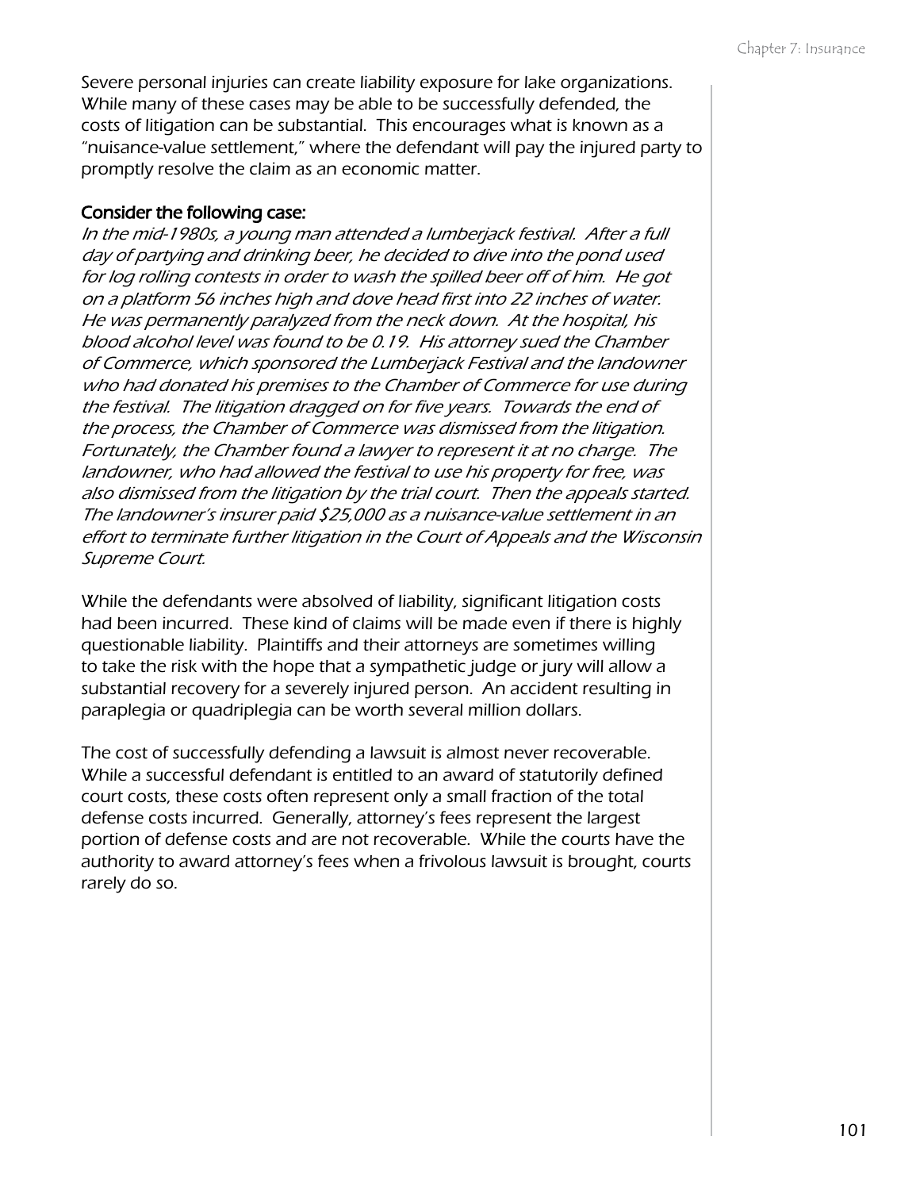Severe personal injuries can create liability exposure for lake organizations. While many of these cases may be able to be successfully defended, the costs of litigation can be substantial. This encourages what is known as a "nuisance-value settlement," where the defendant will pay the injured party to promptly resolve the claim as an economic matter.

**Consider the following case:**

*In the mid-1980s, a young man attended a lumberjack festival. After a full day of partying and drinking beer, he decided to dive into the pond used for log rolling contests in order to wash the spilled beer off of him. He got on a platform 56 inches high and dove head first into 22 inches of water. He was permanently paralyzed from the neck down. At the hospital, his blood alcohol level was found to be 0.19. His attorney sued the Chamber of Commerce, which sponsored the Lumberjack Festival and the landowner who had donated his premises to the Chamber of Commerce for use during the festival. The litigation dragged on for five years. Towards the end of the process, the Chamber of Commerce was dismissed from the litigation. Fortunately, the Chamber found a lawyer to represent it at no charge. The landowner, who had allowed the festival to use his property for free, was also dismissed from the litigation by the trial court. Then the appeals started. The landowner's insurer paid $25,000 as a nuisance-value settlement in an effort to terminate further litigation in the Court of Appeals and the Wisconsin Supreme Court.*

While the defendants were absolved of liability, significant litigation costs had been incurred. These kind of claims will be made even if there is highly questionable liability. Plaintiffs and their attorneys are sometimes willing to take the risk with the hope that a sympathetic judge or jury will allow a substantial recovery for a severely injured person. An accident resulting in paraplegia or quadriplegia can be worth several million dollars.

The cost of successfully defending a lawsuit is almost never recoverable. While a successful defendant is entitled to an award of statutorily defined court costs, these costs often represent only a small fraction of the total defense costs incurred. Generally, attorney's fees represent the largest portion of defense costs and are not recoverable. While the courts have the authority to award attorney's fees when a frivolous lawsuit is brought, courts rarely do so.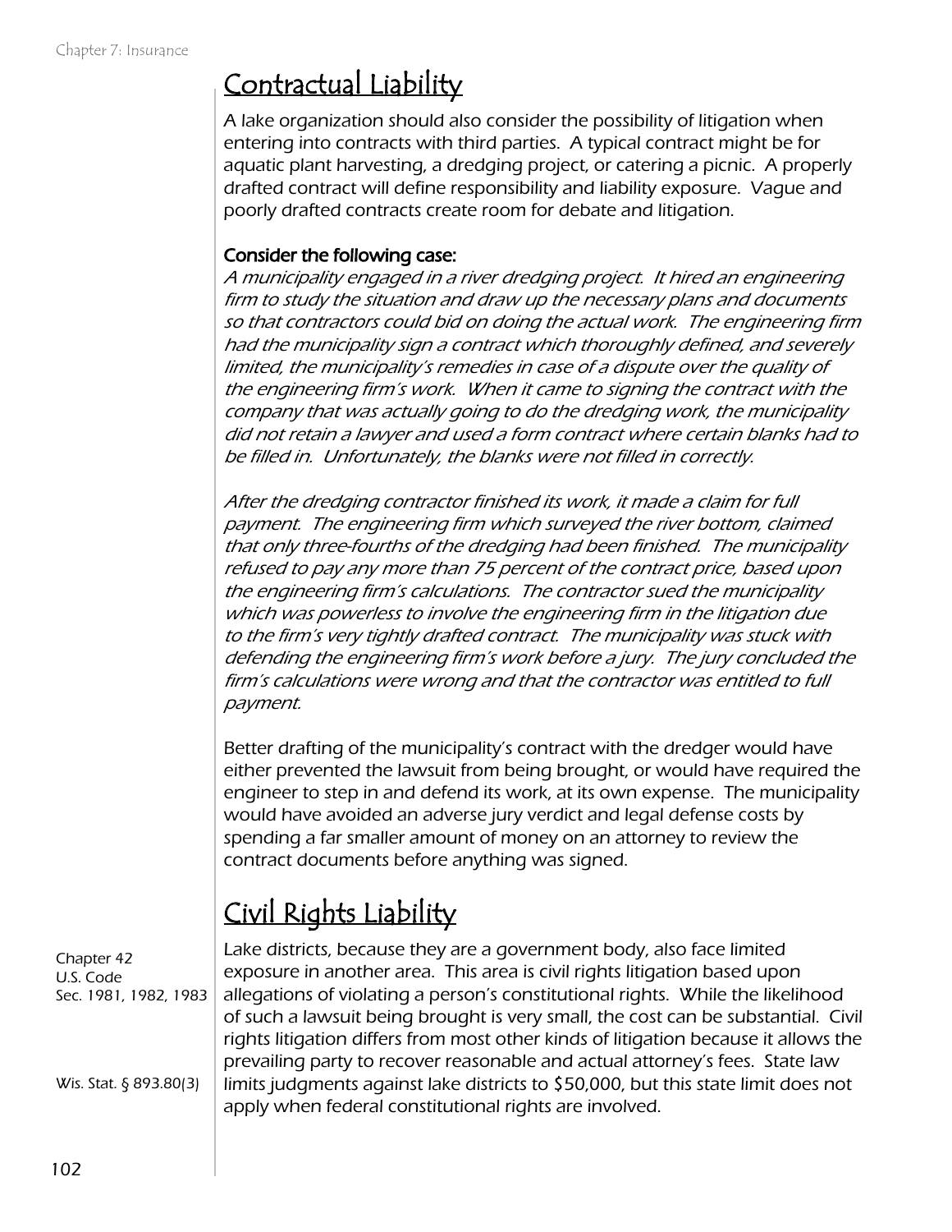## Contractual Liability

A lake organization should also consider the possibility of litigation when entering into contracts with third parties. A typical contract might be for aquatic plant harvesting, a dredging project, or catering a picnic. A properly drafted contract will define responsibility and liability exposure. Vague and poorly drafted contracts create room for debate and litigation.

**Consider the following case:**

*A municipality engaged in a river dredging project. It hired an engineering firm to study the situation and draw up the necessary plans and documents so that contractors could bid on doing the actual work. The engineering firm had the municipality sign a contract which thoroughly defined, and severely limited, the municipality's remedies in case of a dispute over the quality of the engineering firm's work. When it came to signing the contract with the company that was actually going to do the dredging work, the municipality did not retain a lawyer and used a form contract where certain blanks had to be filled in. Unfortunately, the blanks were not filled in correctly.*

*After the dredging contractor finished its work, it made a claim for full payment. The engineering firm which surveyed the river bottom, claimed that only three-fourths of the dredging had been finished. The municipality refused to pay any more than 75 percent of the contract price, based upon the engineering firm's calculations. The contractor sued the municipality which was powerless to involve the engineering firm in the litigation due to the firm's very tightly drafted contract. The municipality was stuck with defending the engineering firm's work before a jury. The jury concluded the firm's calculations were wrong and that the contractor was entitled to full payment.*

Better drafting of the municipality's contract with the dredger would have either prevented the lawsuit from being brought, or would have required the engineer to step in and defend its work, at its own expense. The municipality would have avoided an adverse jury verdict and legal defense costs by spending a far smaller amount of money on an attorney to review the contract documents before anything was signed.

## Civil Rights Liability

Chapter 42 U.S. Code Sec. 1981, 1982, 1983

Lake districts, because they are a government body, also face limited exposure in another area. This area is civil rights litigation based upon allegations of violating a person's constitutional rights. While the likelihood of such a lawsuit being brought is very small, the cost can be substantial. Civil rights litigation differs from most other kinds of litigation because it allows the prevailing party to recover reasonable and actual attorney's fees. State law limits judgments against lake districts to $50,000, but this state limit does not apply when federal constitutional rights are involved.

Wis. Stat. § 893.80(3)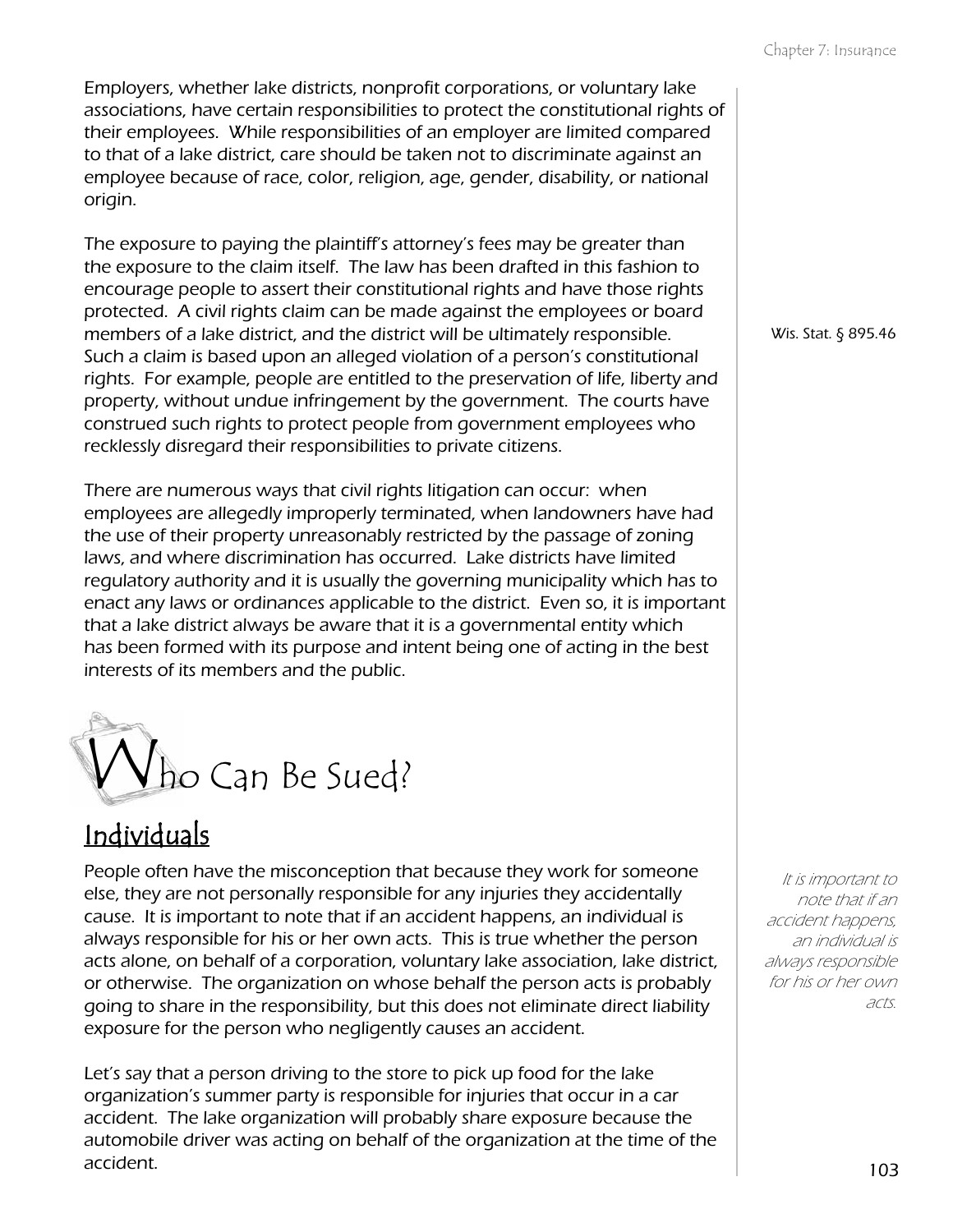Employers, whether lake districts, nonprofit corporations, or voluntary lake associations, have certain responsibilities to protect the constitutional rights of their employees. While responsibilities of an employer are limited compared to that of a lake district, care should be taken not to discriminate against an employee because of race, color, religion, age, gender, disability, or national origin.

The exposure to paying the plaintiff's attorney's fees may be greater than the exposure to the claim itself. The law has been drafted in this fashion to encourage people to assert their constitutional rights and have those rights protected. A civil rights claim can be made against the employees or board members of a lake district, and the district will be ultimately responsible. Such a claim is based upon an alleged violation of a person's constitutional rights. For example, people are entitled to the preservation of life, liberty and property, without undue infringement by the government. The courts have construed such rights to protect people from government employees who recklessly disregard their responsibilities to private citizens.

Wis. Stat. § 895.46

There are numerous ways that civil rights litigation can occur: when employees are allegedly improperly terminated, when landowners have had the use of their property unreasonably restricted by the passage of zoning laws, and where discrimination has occurred. Lake districts have limited regulatory authority and it is usually the governing municipality which has to enact any laws or ordinances applicable to the district. Even so, it is important that a lake district always be aware that it is a governmental entity which has been formed with its purpose and intent being one of acting in the best interests of its members and the public.

# Who Can Be Sued?

## Individuals

People often have the misconception that because they work for someone else, they are not personally responsible for any injuries they accidentally cause. It is important to note that if an accident happens, an individual is always responsible for his or her own acts. This is true whether the person acts alone, on behalf of a corporation, voluntary lake association, lake district, or otherwise. The organization on whose behalf the person acts is probably going to share in the responsibility, but this does not eliminate direct liability exposure for the person who negligently causes an accident.

*It is important to note that if an accident happens, an individual is always responsible for his or her own acts.*

Let's say that a person driving to the store to pick up food for the lake organization's summer party is responsible for injuries that occur in a car accident. The lake organization will probably share exposure because the automobile driver was acting on behalf of the organization at the time of the accident.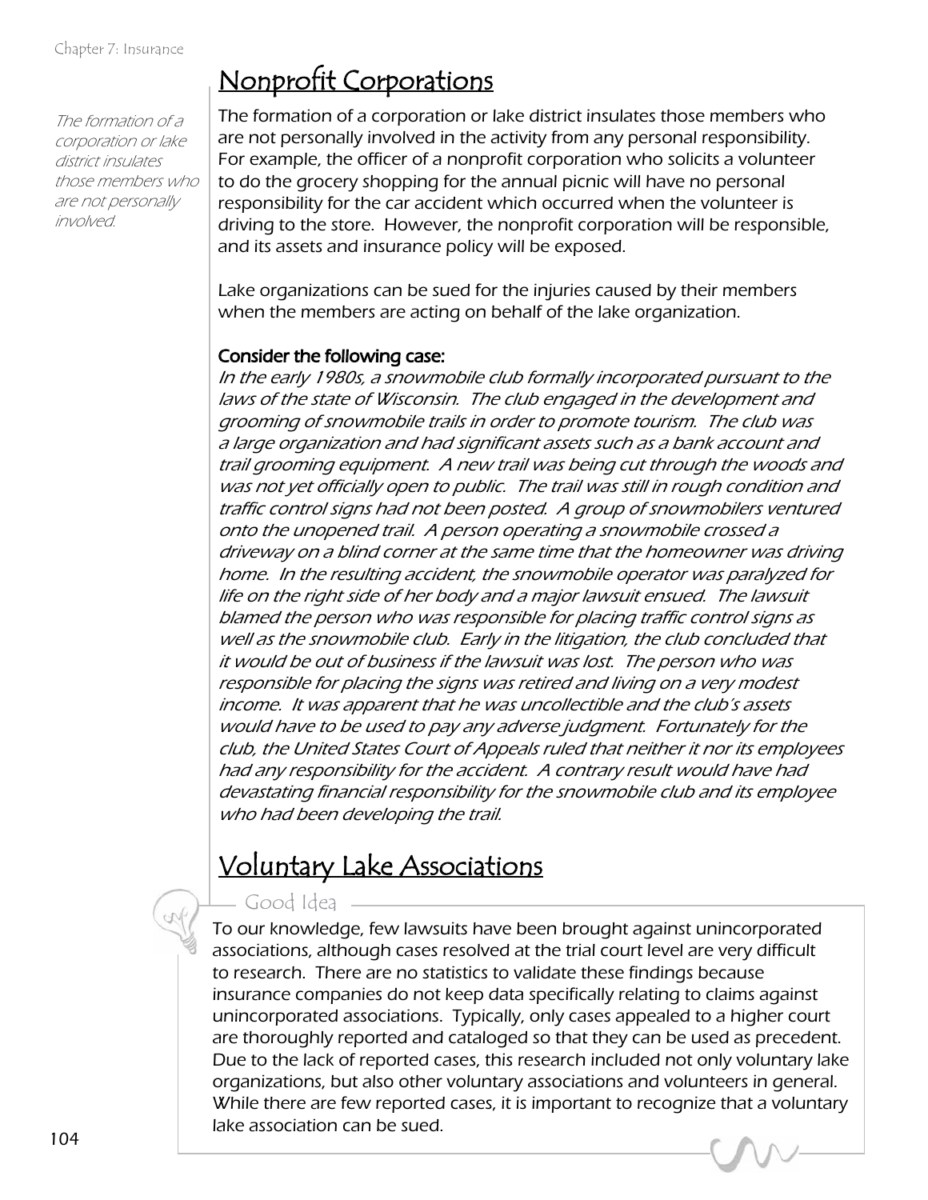## Nonprofit Corporations

*The formation of a corporation or lake district insulates those members who are not personally involved.*

The formation of a corporation or lake district insulates those members who are not personally involved in the activity from any personal responsibility. For example, the officer of a nonprofit corporation who solicits a volunteer to do the grocery shopping for the annual picnic will have no personal responsibility for the car accident which occurred when the volunteer is driving to the store. However, the nonprofit corporation will be responsible, and its assets and insurance policy will be exposed.

Lake organizations can be sued for the injuries caused by their members when the members are acting on behalf of the lake organization.

**Consider the following case:**

*In the early 1980s, a snowmobile club formally incorporated pursuant to the laws of the state of Wisconsin. The club engaged in the development and grooming of snowmobile trails in order to promote tourism. The club was a large organization and had significant assets such as a bank account and trail grooming equipment. A new trail was being cut through the woods and was not yet officially open to public. The trail was still in rough condition and traffic control signs had not been posted. A group of snowmobilers ventured onto the unopened trail. A person operating a snowmobile crossed a driveway on a blind corner at the same time that the homeowner was driving home. In the resulting accident, the snowmobile operator was paralyzed for life on the right side of her body and a major lawsuit ensued. The lawsuit blamed the person who was responsible for placing traffic control signs as well as the snowmobile club. Early in the litigation, the club concluded that it would be out of business if the lawsuit was lost. The person who was responsible for placing the signs was retired and living on a very modest income. It was apparent that he was uncollectible and the club's assets would have to be used to pay any adverse judgment. Fortunately for the club, the United States Court of Appeals ruled that neither it nor its employees had any responsibility for the accident. A contrary result would have had devastating financial responsibility for the snowmobile club and its employee who had been developing the trail.*

## Voluntary Lake Associations

**Good Idea**

To our knowledge, few lawsuits have been brought against unincorporated associations, although cases resolved at the trial court level are very difficult to research. There are no statistics to validate these findings because insurance companies do not keep data specifically relating to claims against unincorporated associations. Typically, only cases appealed to a higher court are thoroughly reported and cataloged so that they can be used as precedent. Due to the lack of reported cases, this research included not only voluntary lake organizations, but also other voluntary associations and volunteers in general. While there are few reported cases, it is important to recognize that a voluntary lake association can be sued.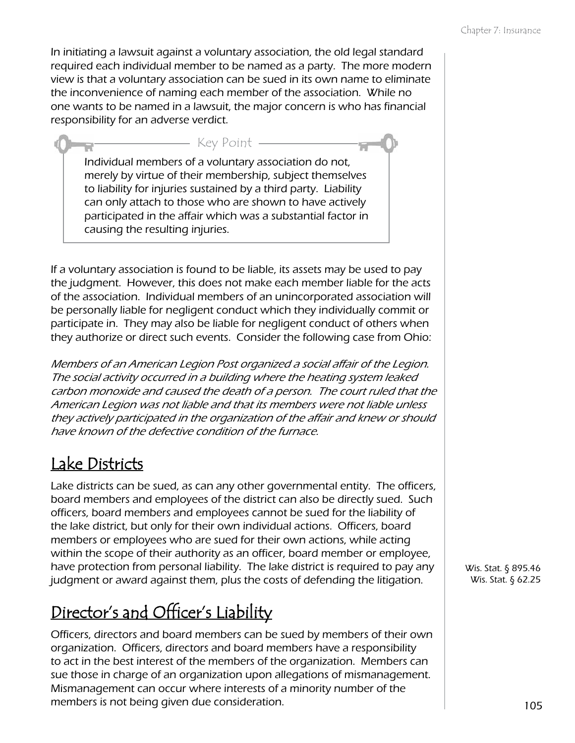In initiating a lawsuit against a voluntary association, the old legal standard required each individual member to be named as a party. The more modern view is that a voluntary association can be sued in its own name to eliminate the inconvenience of naming each member of the association. While no one wants to be named in a lawsuit, the major concern is who has financial responsibility for an adverse verdict.

> **Key Point**
>
> Individual members of a voluntary association do not, merely by virtue of their membership, subject themselves to liability for injuries sustained by a third party. Liability can only attach to those who are shown to have actively participated in the affair which was a substantial factor in causing the resulting injuries.

If a voluntary association is found to be liable, its assets may be used to pay the judgment. However, this does not make each member liable for the acts of the association. Individual members of an unincorporated association will be personally liable for negligent conduct which they individually commit or participate in. They may also be liable for negligent conduct of others when they authorize or direct such events. Consider the following case from Ohio:

*Members of an American Legion Post organized a social affair of the Legion. The social activity occurred in a building where the heating system leaked carbon monoxide and caused the death of a person. The court ruled that the American Legion was not liable and that its members were not liable unless they actively participated in the organization of the affair and knew or should have known of the defective condition of the furnace.*

## Lake Districts

Lake districts can be sued, as can any other governmental entity. The officers, board members and employees of the district can also be directly sued. Such officers, board members and employees cannot be sued for the liability of the lake district, but only for their own individual actions. Officers, board members or employees who are sued for their own actions, while acting within the scope of their authority as an officer, board member or employee, have protection from personal liability. The lake district is required to pay any judgment or award against them, plus the costs of defending the litigation.

Wis. Stat. § 895.46
Wis. Stat. § 62.25

## Director's and Officer's Liability

Officers, directors and board members can be sued by members of their own organization. Officers, directors and board members have a responsibility to act in the best interest of the members of the organization. Members can sue those in charge of an organization upon allegations of mismanagement. Mismanagement can occur where interests of a minority number of the members is not being given due consideration.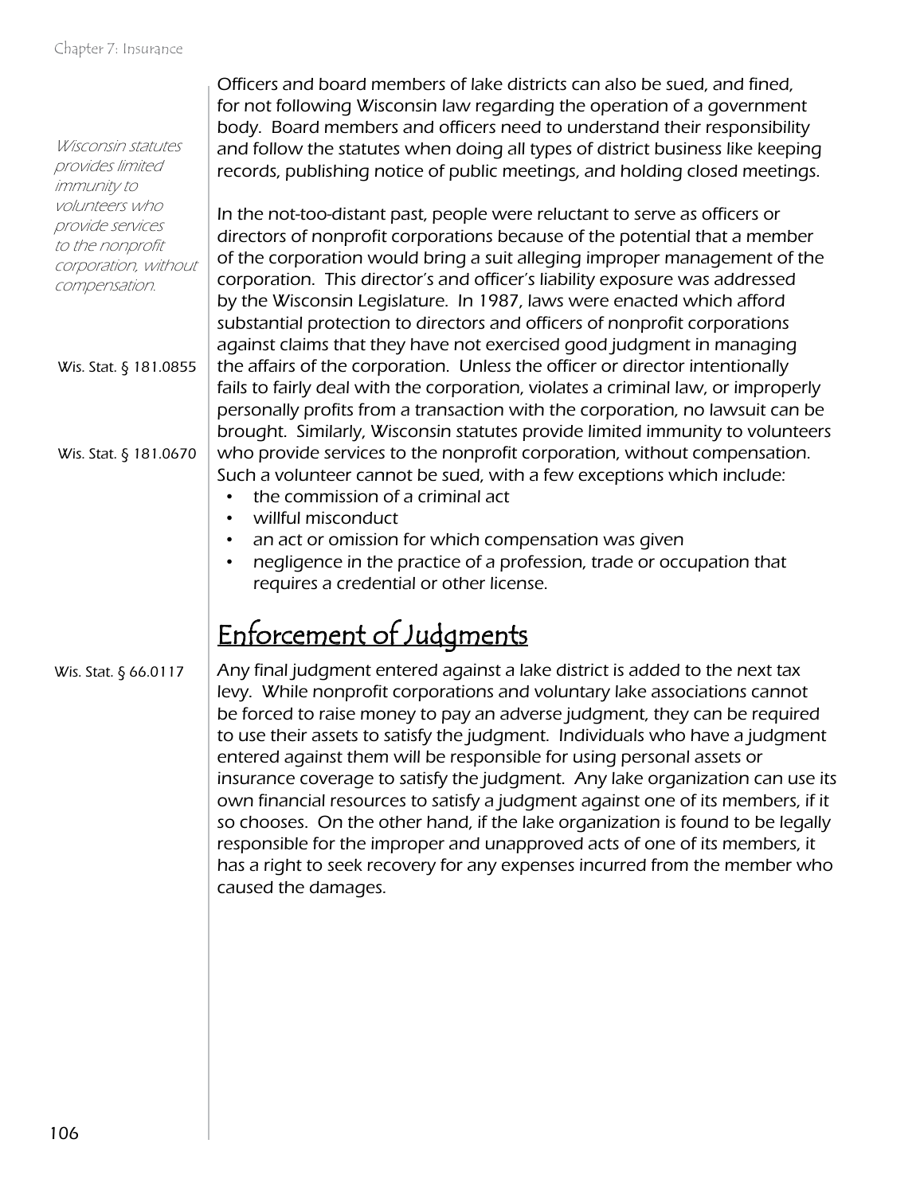Officers and board members of lake districts can also be sued, and fined, for not following Wisconsin law regarding the operation of a government body. Board members and officers need to understand their responsibility and follow the statutes when doing all types of district business like keeping records, publishing notice of public meetings, and holding closed meetings.

*Wisconsin statutes provides limited immunity to volunteers who provide services to the nonprofit corporation, without compensation.*

In the not-too-distant past, people were reluctant to serve as officers or directors of nonprofit corporations because of the potential that a member of the corporation would bring a suit alleging improper management of the corporation. This director's and officer's liability exposure was addressed by the Wisconsin Legislature. In 1987, laws were enacted which afford substantial protection to directors and officers of nonprofit corporations against claims that they have not exercised good judgment in managing the affairs of the corporation. Unless the officer or director intentionally fails to fairly deal with the corporation, violates a criminal law, or improperly personally profits from a transaction with the corporation, no lawsuit can be brought. Similarly, Wisconsin statutes provide limited immunity to volunteers who provide services to the nonprofit corporation, without compensation. Such a volunteer cannot be sued, with a few exceptions which include:

Wis. Stat. § 181.0855

Wis. Stat. § 181.0670

- the commission of a criminal act
- willful misconduct
- an act or omission for which compensation was given
- negligence in the practice of a profession, trade or occupation that requires a credential or other license.

## Enforcement of Judgments

Wis. Stat. § 66.0117

Any final judgment entered against a lake district is added to the next tax levy. While nonprofit corporations and voluntary lake associations cannot be forced to raise money to pay an adverse judgment, they can be required to use their assets to satisfy the judgment. Individuals who have a judgment entered against them will be responsible for using personal assets or insurance coverage to satisfy the judgment. Any lake organization can use its own financial resources to satisfy a judgment against one of its members, if it so chooses. On the other hand, if the lake organization is found to be legally responsible for the improper and unapproved acts of one of its members, it has a right to seek recovery for any expenses incurred from the member who caused the damages.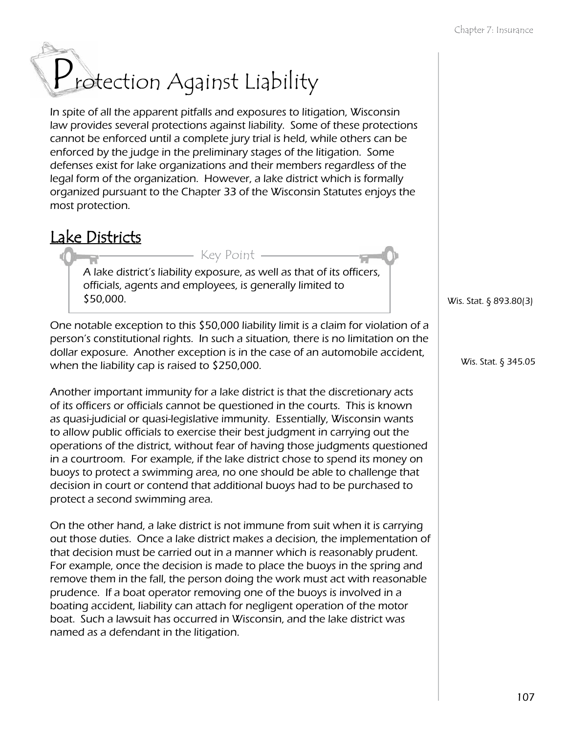# Protection Against Liability

In spite of all the apparent pitfalls and exposures to litigation, Wisconsin law provides several protections against liability. Some of these protections cannot be enforced until a complete jury trial is held, while others can be enforced by the judge in the preliminary stages of the litigation. Some defenses exist for lake organizations and their members regardless of the legal form of the organization. However, a lake district which is formally organized pursuant to the Chapter 33 of the Wisconsin Statutes enjoys the most protection.

## Lake Districts

> **Key Point**
>
> A lake district's liability exposure, as well as that of its officers, officials, agents and employees, is generally limited to $50,000.

Wis. Stat. § 893.80(3)

One notable exception to this $50,000 liability limit is a claim for violation of a person's constitutional rights. In such a situation, there is no limitation on the dollar exposure. Another exception is in the case of an automobile accident, when the liability cap is raised to $250,000.

Wis. Stat. § 345.05

Another important immunity for a lake district is that the discretionary acts of its officers or officials cannot be questioned in the courts. This is known as quasi-judicial or quasi-legislative immunity. Essentially, Wisconsin wants to allow public officials to exercise their best judgment in carrying out the operations of the district, without fear of having those judgments questioned in a courtroom. For example, if the lake district chose to spend its money on buoys to protect a swimming area, no one should be able to challenge that decision in court or contend that additional buoys had to be purchased to protect a second swimming area.

On the other hand, a lake district is not immune from suit when it is carrying out those duties. Once a lake district makes a decision, the implementation of that decision must be carried out in a manner which is reasonably prudent. For example, once the decision is made to place the buoys in the spring and remove them in the fall, the person doing the work must act with reasonable prudence. If a boat operator removing one of the buoys is involved in a boating accident, liability can attach for negligent operation of the motor boat. Such a lawsuit has occurred in Wisconsin, and the lake district was named as a defendant in the litigation.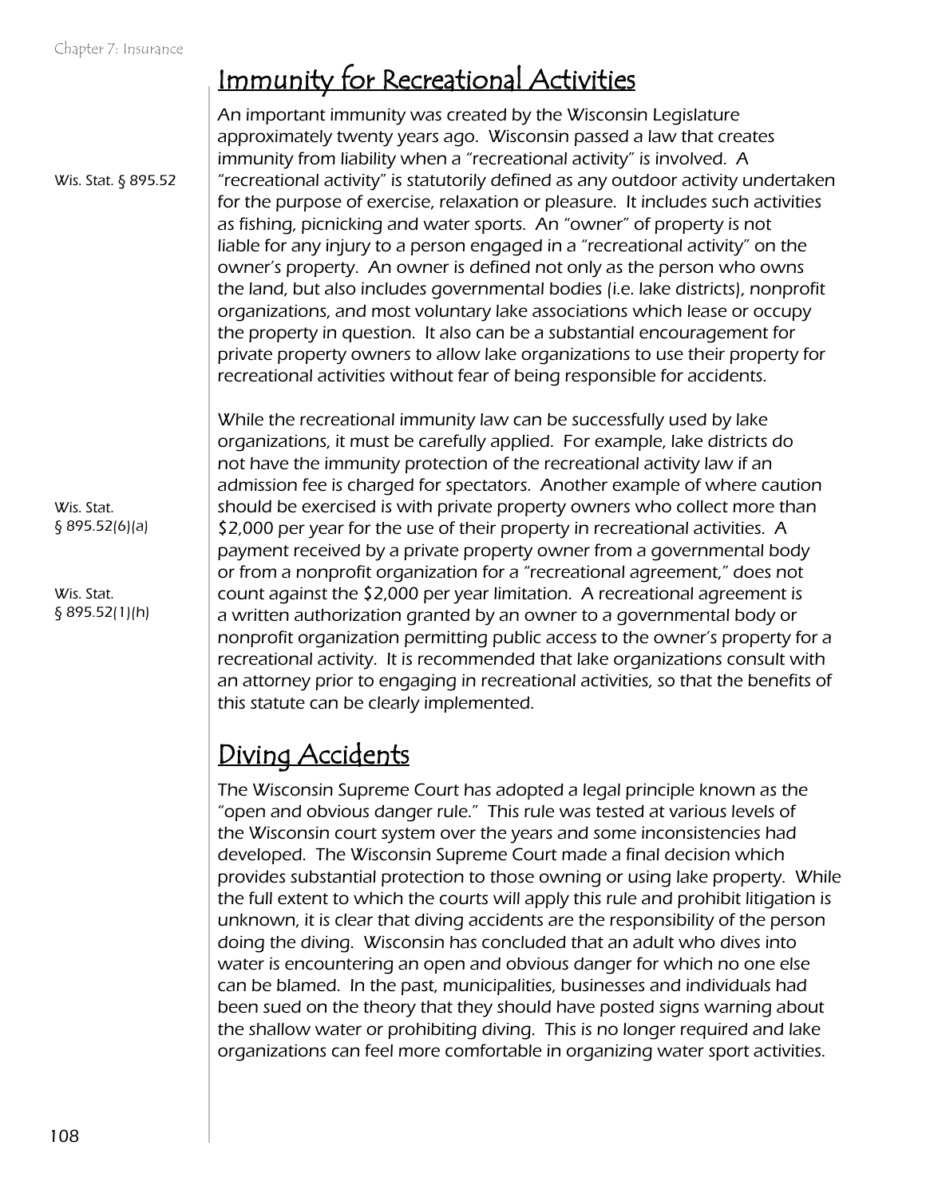## Immunity for Recreational Activities

Wis. Stat. § 895.52

An important immunity was created by the Wisconsin Legislature approximately twenty years ago. Wisconsin passed a law that creates immunity from liability when a "recreational activity" is involved. A "recreational activity" is statutorily defined as any outdoor activity undertaken for the purpose of exercise, relaxation or pleasure. It includes such activities as fishing, picnicking and water sports. An "owner" of property is not liable for any injury to a person engaged in a "recreational activity" on the owner's property. An owner is defined not only as the person who owns the land, but also includes governmental bodies (i.e. lake districts), nonprofit organizations, and most voluntary lake associations which lease or occupy the property in question. It also can be a substantial encouragement for private property owners to allow lake organizations to use their property for recreational activities without fear of being responsible for accidents.

Wis. Stat. § 895.52(6)(a)

Wis. Stat. § 895.52(1)(h)

While the recreational immunity law can be successfully used by lake organizations, it must be carefully applied. For example, lake districts do not have the immunity protection of the recreational activity law if an admission fee is charged for spectators. Another example of where caution should be exercised is with private property owners who collect more than $2,000 per year for the use of their property in recreational activities. A payment received by a private property owner from a governmental body or from a nonprofit organization for a "recreational agreement," does not count against the $2,000 per year limitation. A recreational agreement is a written authorization granted by an owner to a governmental body or nonprofit organization permitting public access to the owner's property for a recreational activity. It is recommended that lake organizations consult with an attorney prior to engaging in recreational activities, so that the benefits of this statute can be clearly implemented.

## Diving Accidents

The Wisconsin Supreme Court has adopted a legal principle known as the "open and obvious danger rule." This rule was tested at various levels of the Wisconsin court system over the years and some inconsistencies had developed. The Wisconsin Supreme Court made a final decision which provides substantial protection to those owning or using lake property. While the full extent to which the courts will apply this rule and prohibit litigation is unknown, it is clear that diving accidents are the responsibility of the person doing the diving. Wisconsin has concluded that an adult who dives into water is encountering an open and obvious danger for which no one else can be blamed. In the past, municipalities, businesses and individuals had been sued on the theory that they should have posted signs warning about the shallow water or prohibiting diving. This is no longer required and lake organizations can feel more comfortable in organizing water sport activities.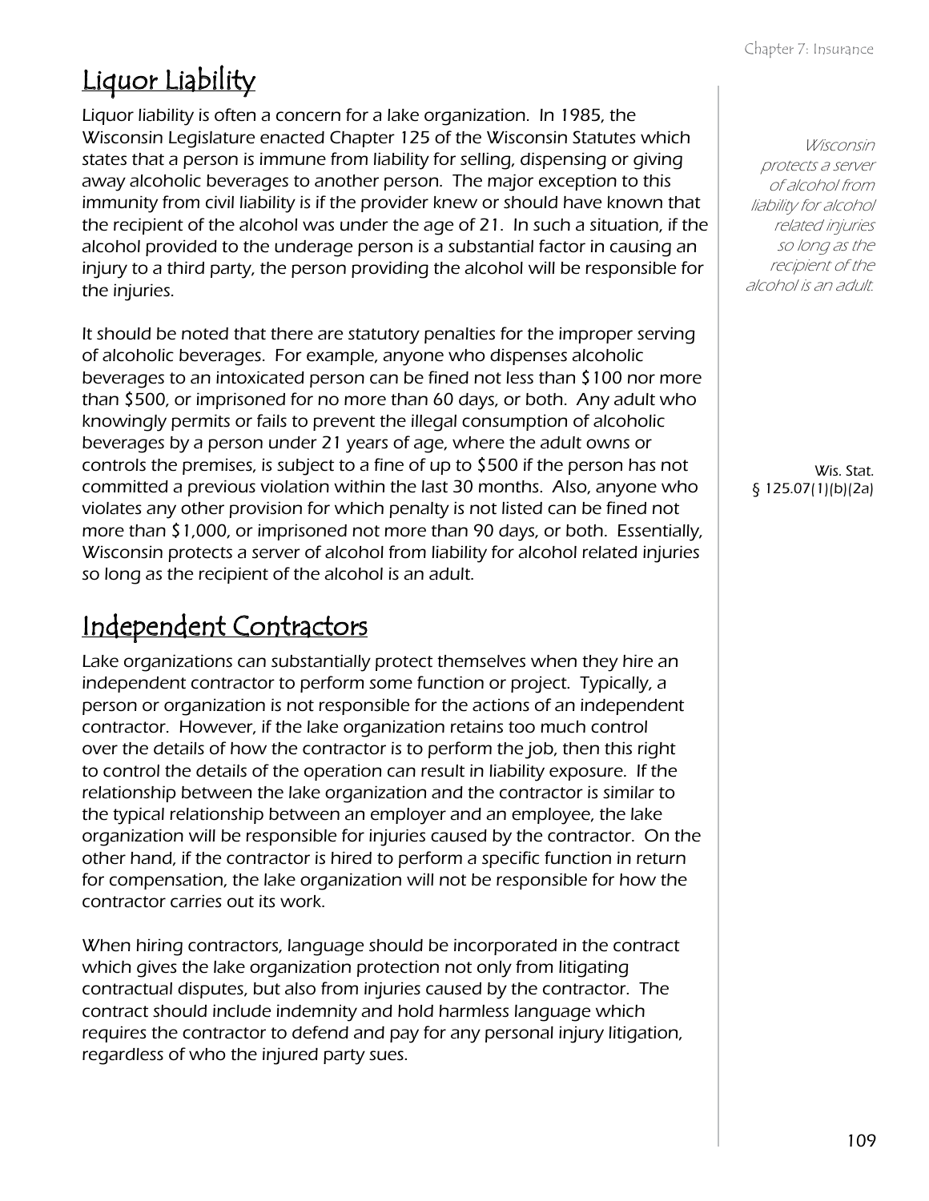## Liquor Liability

Liquor liability is often a concern for a lake organization. In 1985, the Wisconsin Legislature enacted Chapter 125 of the Wisconsin Statutes which states that a person is immune from liability for selling, dispensing or giving away alcoholic beverages to another person. The major exception to this immunity from civil liability is if the provider knew or should have known that the recipient of the alcohol was under the age of 21. In such a situation, if the alcohol provided to the underage person is a substantial factor in causing an injury to a third party, the person providing the alcohol will be responsible for the injuries.

*Wisconsin protects a server of alcohol from liability for alcohol related injuries so long as the recipient of the alcohol is an adult.*

It should be noted that there are statutory penalties for the improper serving of alcoholic beverages. For example, anyone who dispenses alcoholic beverages to an intoxicated person can be fined not less than $100 nor more than $500, or imprisoned for no more than 60 days, or both. Any adult who knowingly permits or fails to prevent the illegal consumption of alcoholic beverages by a person under 21 years of age, where the adult owns or controls the premises, is subject to a fine of up to $500 if the person has not committed a previous violation within the last 30 months. Also, anyone who violates any other provision for which penalty is not listed can be fined not more than $1,000, or imprisoned not more than 90 days, or both. Essentially, Wisconsin protects a server of alcohol from liability for alcohol related injuries so long as the recipient of the alcohol is an adult.

Wis. Stat. § 125.07(1)(b)(2a)

## Independent Contractors

Lake organizations can substantially protect themselves when they hire an independent contractor to perform some function or project. Typically, a person or organization is not responsible for the actions of an independent contractor. However, if the lake organization retains too much control over the details of how the contractor is to perform the job, then this right to control the details of the operation can result in liability exposure. If the relationship between the lake organization and the contractor is similar to the typical relationship between an employer and an employee, the lake organization will be responsible for injuries caused by the contractor. On the other hand, if the contractor is hired to perform a specific function in return for compensation, the lake organization will not be responsible for how the contractor carries out its work.

When hiring contractors, language should be incorporated in the contract which gives the lake organization protection not only from litigating contractual disputes, but also from injuries caused by the contractor. The contract should include indemnity and hold harmless language which requires the contractor to defend and pay for any personal injury litigation, regardless of who the injured party sues.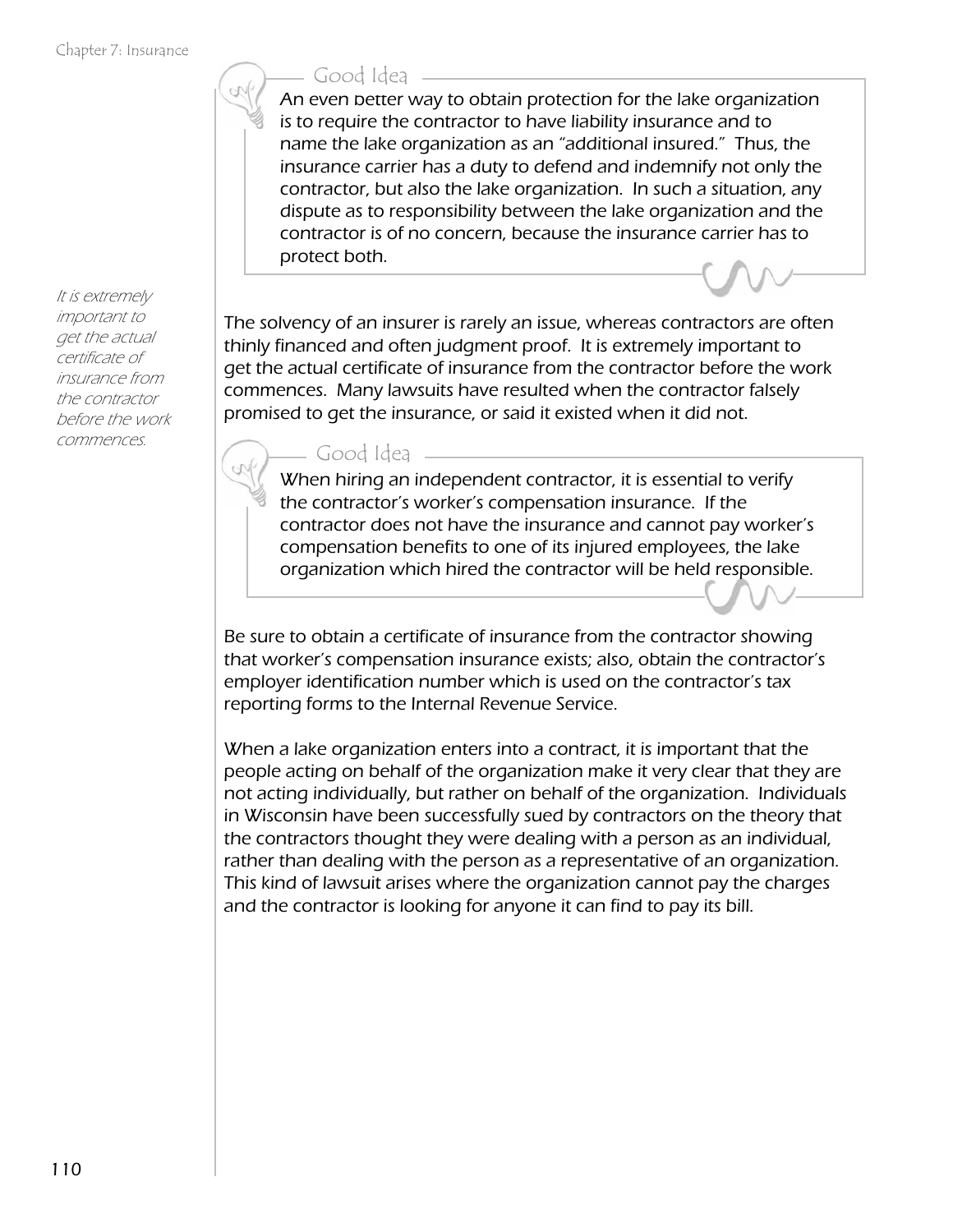> **Good Idea**
>
> An even better way to obtain protection for the lake organization is to require the contractor to have liability insurance and to name the lake organization as an "additional insured." Thus, the insurance carrier has a duty to defend and indemnify not only the contractor, but also the lake organization. In such a situation, any dispute as to responsibility between the lake organization and the contractor is of no concern, because the insurance carrier has to protect both.

*It is extremely important to get the actual certificate of insurance from the contractor before the work commences.*

The solvency of an insurer is rarely an issue, whereas contractors are often thinly financed and often judgment proof. It is extremely important to get the actual certificate of insurance from the contractor before the work commences. Many lawsuits have resulted when the contractor falsely promised to get the insurance, or said it existed when it did not.

> **Good Idea**
>
> When hiring an independent contractor, it is essential to verify the contractor's worker's compensation insurance. If the contractor does not have the insurance and cannot pay worker's compensation benefits to one of its injured employees, the lake organization which hired the contractor will be held responsible.

Be sure to obtain a certificate of insurance from the contractor showing that worker's compensation insurance exists; also, obtain the contractor's employer identification number which is used on the contractor's tax reporting forms to the Internal Revenue Service.

When a lake organization enters into a contract, it is important that the people acting on behalf of the organization make it very clear that they are not acting individually, but rather on behalf of the organization. Individuals in Wisconsin have been successfully sued by contractors on the theory that the contractors thought they were dealing with a person as an individual, rather than dealing with the person as a representative of an organization. This kind of lawsuit arises where the organization cannot pay the charges and the contractor is looking for anyone it can find to pay its bill.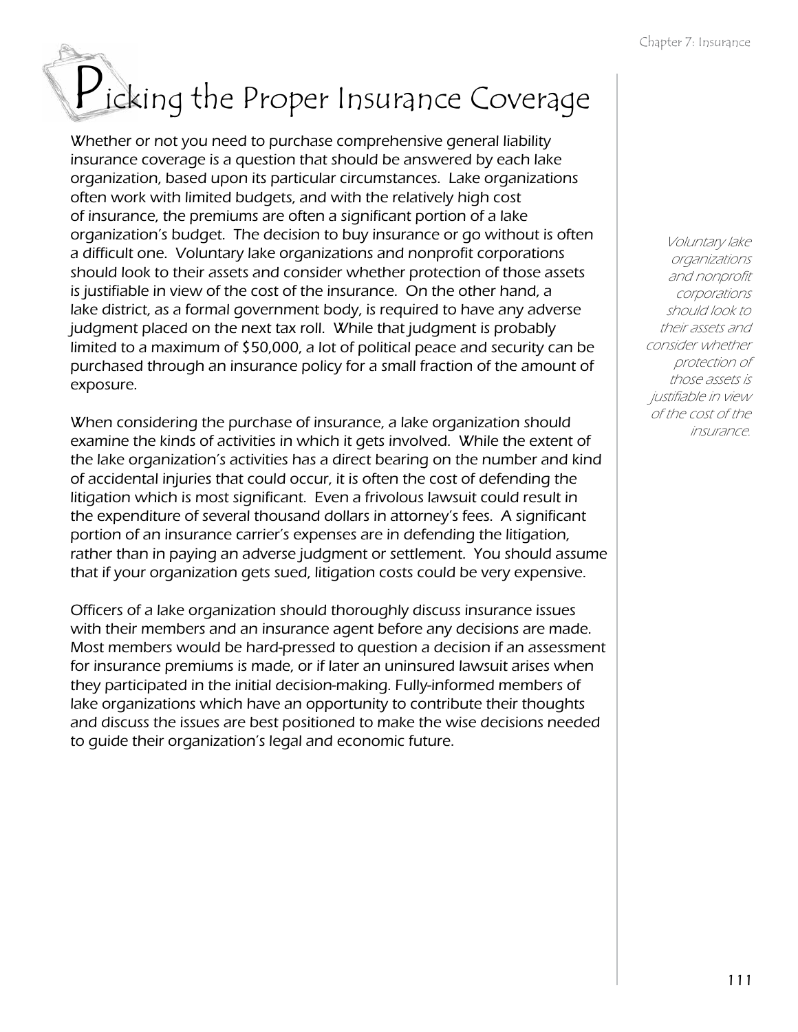# Picking the Proper Insurance Coverage

Whether or not you need to purchase comprehensive general liability insurance coverage is a question that should be answered by each lake organization, based upon its particular circumstances. Lake organizations often work with limited budgets, and with the relatively high cost of insurance, the premiums are often a significant portion of a lake organization's budget. The decision to buy insurance or go without is often a difficult one. Voluntary lake organizations and nonprofit corporations should look to their assets and consider whether protection of those assets is justifiable in view of the cost of the insurance. On the other hand, a lake district, as a formal government body, is required to have any adverse judgment placed on the next tax roll. While that judgment is probably limited to a maximum of $50,000, a lot of political peace and security can be purchased through an insurance policy for a small fraction of the amount of exposure.

*Voluntary lake organizations and nonprofit corporations should look to their assets and consider whether protection of those assets is justifiable in view of the cost of the insurance.*

When considering the purchase of insurance, a lake organization should examine the kinds of activities in which it gets involved. While the extent of the lake organization's activities has a direct bearing on the number and kind of accidental injuries that could occur, it is often the cost of defending the litigation which is most significant. Even a frivolous lawsuit could result in the expenditure of several thousand dollars in attorney's fees. A significant portion of an insurance carrier's expenses are in defending the litigation, rather than in paying an adverse judgment or settlement. You should assume that if your organization gets sued, litigation costs could be very expensive.

Officers of a lake organization should thoroughly discuss insurance issues with their members and an insurance agent before any decisions are made. Most members would be hard-pressed to question a decision if an assessment for insurance premiums is made, or if later an uninsured lawsuit arises when they participated in the initial decision-making. Fully-informed members of lake organizations which have an opportunity to contribute their thoughts and discuss the issues are best positioned to make the wise decisions needed to guide their organization's legal and economic future.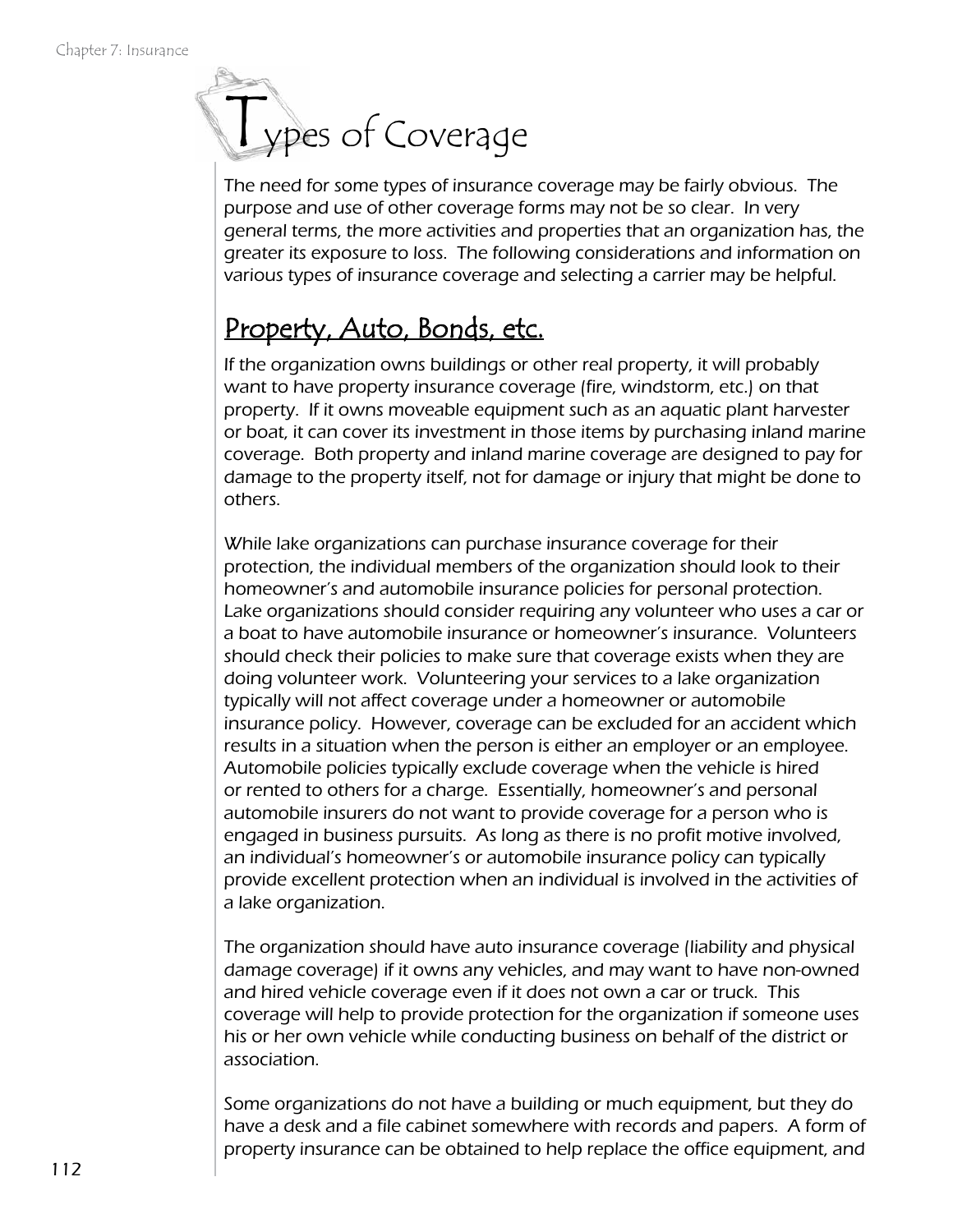# Types of Coverage

The need for some types of insurance coverage may be fairly obvious. The purpose and use of other coverage forms may not be so clear. In very general terms, the more activities and properties that an organization has, the greater its exposure to loss. The following considerations and information on various types of insurance coverage and selecting a carrier may be helpful.

## Property, Auto, Bonds, etc.

If the organization owns buildings or other real property, it will probably want to have property insurance coverage (fire, windstorm, etc.) on that property. If it owns moveable equipment such as an aquatic plant harvester or boat, it can cover its investment in those items by purchasing inland marine coverage. Both property and inland marine coverage are designed to pay for damage to the property itself, not for damage or injury that might be done to others.

While lake organizations can purchase insurance coverage for their protection, the individual members of the organization should look to their homeowner's and automobile insurance policies for personal protection. Lake organizations should consider requiring any volunteer who uses a car or a boat to have automobile insurance or homeowner's insurance. Volunteers should check their policies to make sure that coverage exists when they are doing volunteer work. Volunteering your services to a lake organization typically will not affect coverage under a homeowner or automobile insurance policy. However, coverage can be excluded for an accident which results in a situation when the person is either an employer or an employee. Automobile policies typically exclude coverage when the vehicle is hired or rented to others for a charge. Essentially, homeowner's and personal automobile insurers do not want to provide coverage for a person who is engaged in business pursuits. As long as there is no profit motive involved, an individual's homeowner's or automobile insurance policy can typically provide excellent protection when an individual is involved in the activities of a lake organization.

The organization should have auto insurance coverage (liability and physical damage coverage) if it owns any vehicles, and may want to have non-owned and hired vehicle coverage even if it does not own a car or truck. This coverage will help to provide protection for the organization if someone uses his or her own vehicle while conducting business on behalf of the district or association.

Some organizations do not have a building or much equipment, but they do have a desk and a file cabinet somewhere with records and papers. A form of property insurance can be obtained to help replace the office equipment, and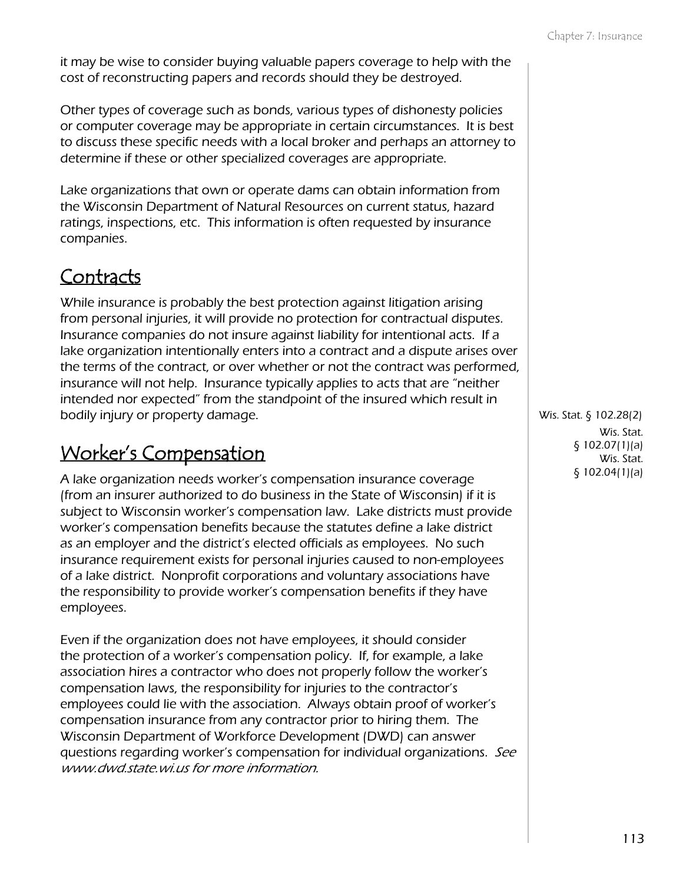it may be wise to consider buying valuable papers coverage to help with the cost of reconstructing papers and records should they be destroyed.

Other types of coverage such as bonds, various types of dishonesty policies or computer coverage may be appropriate in certain circumstances. It is best to discuss these specific needs with a local broker and perhaps an attorney to determine if these or other specialized coverages are appropriate.

Lake organizations that own or operate dams can obtain information from the Wisconsin Department of Natural Resources on current status, hazard ratings, inspections, etc. This information is often requested by insurance companies.

## Contracts

While insurance is probably the best protection against litigation arising from personal injuries, it will provide no protection for contractual disputes. Insurance companies do not insure against liability for intentional acts. If a lake organization intentionally enters into a contract and a dispute arises over the terms of the contract, or over whether or not the contract was performed, insurance will not help. Insurance typically applies to acts that are "neither intended nor expected" from the standpoint of the insured which result in bodily injury or property damage.

## Worker's Compensation

Wis. Stat. § 102.28(2)

Wis. Stat. § 102.07(1)(a)

Wis. Stat. § 102.04(1)(a)

A lake organization needs worker's compensation insurance coverage (from an insurer authorized to do business in the State of Wisconsin) if it is subject to Wisconsin worker's compensation law. Lake districts must provide worker's compensation benefits because the statutes define a lake district as an employer and the district's elected officials as employees. No such insurance requirement exists for personal injuries caused to non-employees of a lake district. Nonprofit corporations and voluntary associations have the responsibility to provide worker's compensation benefits if they have employees.

Even if the organization does not have employees, it should consider the protection of a worker's compensation policy. If, for example, a lake association hires a contractor who does not properly follow the worker's compensation laws, the responsibility for injuries to the contractor's employees could lie with the association. Always obtain proof of worker's compensation insurance from any contractor prior to hiring them. The Wisconsin Department of Workforce Development (DWD) can answer questions regarding worker's compensation for individual organizations. *See www.dwd.state.wi.us for more information.*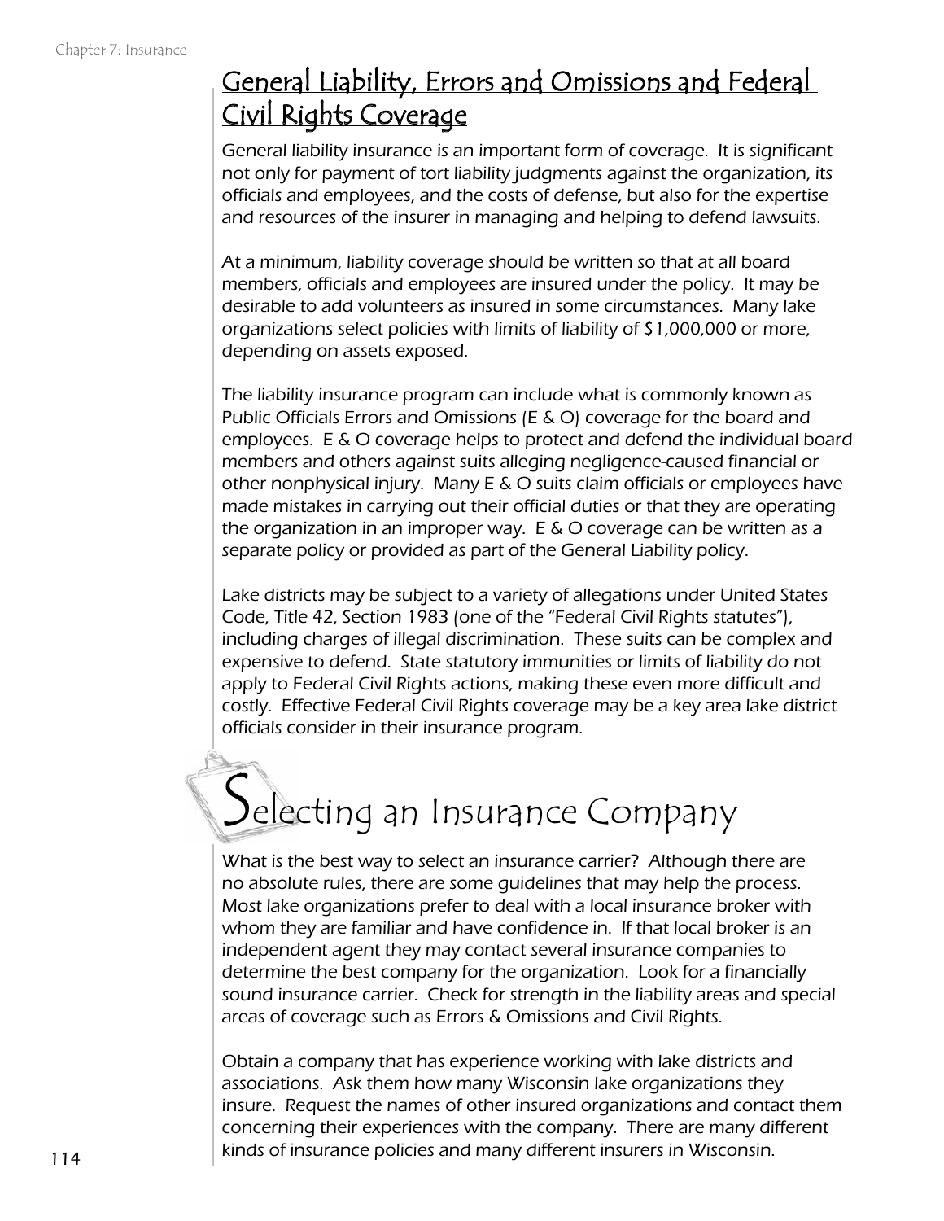## General Liability, Errors and Omissions and Federal Civil Rights Coverage

General liability insurance is an important form of coverage. It is significant not only for payment of tort liability judgments against the organization, its officials and employees, and the costs of defense, but also for the expertise and resources of the insurer in managing and helping to defend lawsuits.

At a minimum, liability coverage should be written so that at all board members, officials and employees are insured under the policy. It may be desirable to add volunteers as insured in some circumstances. Many lake organizations select policies with limits of liability of $1,000,000 or more, depending on assets exposed.

The liability insurance program can include what is commonly known as Public Officials Errors and Omissions (E & O) coverage for the board and employees. E & O coverage helps to protect and defend the individual board members and others against suits alleging negligence-caused financial or other nonphysical injury. Many E & O suits claim officials or employees have made mistakes in carrying out their official duties or that they are operating the organization in an improper way. E & O coverage can be written as a separate policy or provided as part of the General Liability policy.

Lake districts may be subject to a variety of allegations under United States Code, Title 42, Section 1983 (one of the "Federal Civil Rights statutes"), including charges of illegal discrimination. These suits can be complex and expensive to defend. State statutory immunities or limits of liability do not apply to Federal Civil Rights actions, making these even more difficult and costly. Effective Federal Civil Rights coverage may be a key area lake district officials consider in their insurance program.

# Selecting an Insurance Company

What is the best way to select an insurance carrier? Although there are no absolute rules, there are some guidelines that may help the process. Most lake organizations prefer to deal with a local insurance broker with whom they are familiar and have confidence in. If that local broker is an independent agent they may contact several insurance companies to determine the best company for the organization. Look for a financially sound insurance carrier. Check for strength in the liability areas and special areas of coverage such as Errors & Omissions and Civil Rights.

Obtain a company that has experience working with lake districts and associations. Ask them how many Wisconsin lake organizations they insure. Request the names of other insured organizations and contact them concerning their experiences with the company. There are many different kinds of insurance policies and many different insurers in Wisconsin.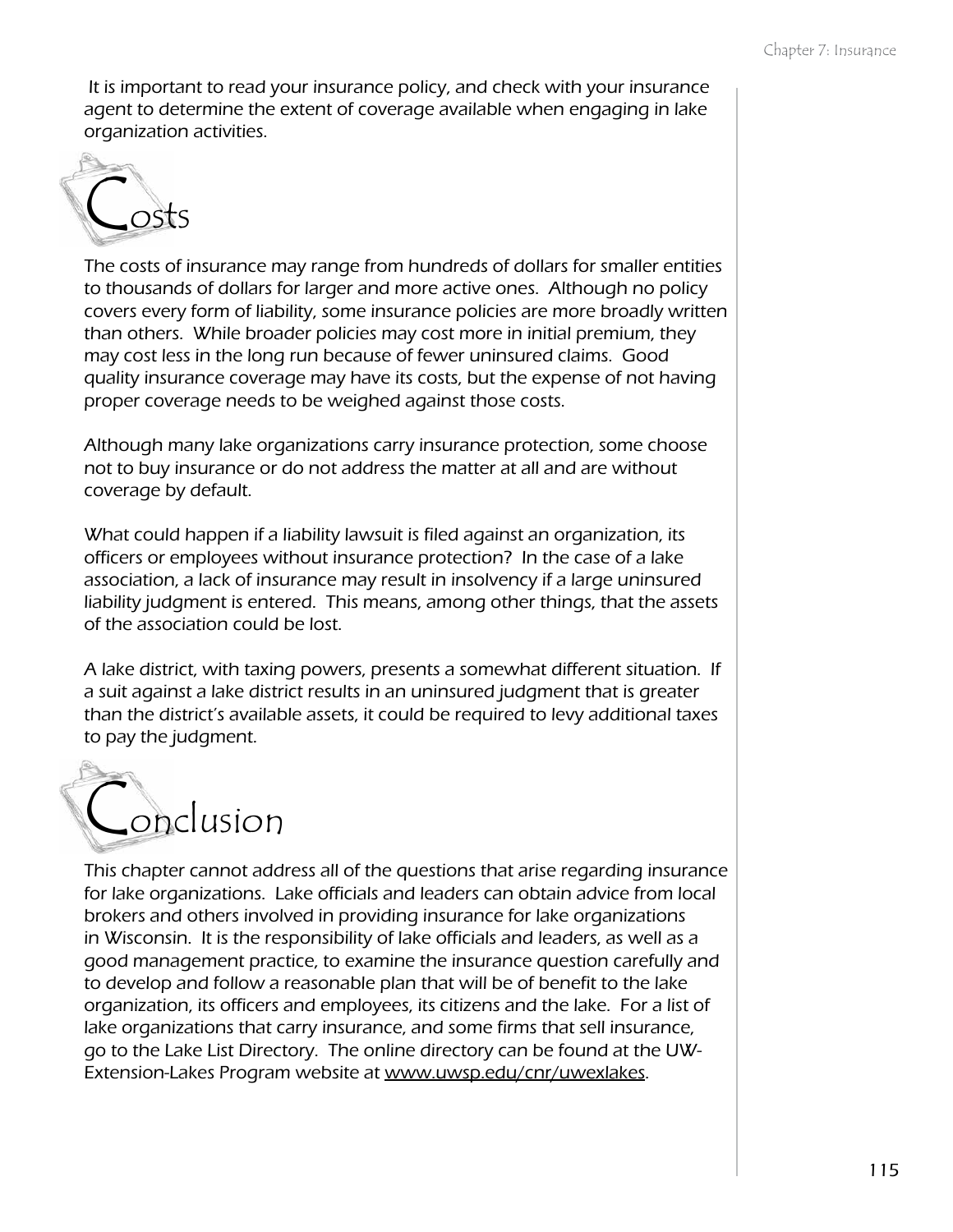It is important to read your insurance policy, and check with your insurance agent to determine the extent of coverage available when engaging in lake organization activities.

## Costs

The costs of insurance may range from hundreds of dollars for smaller entities to thousands of dollars for larger and more active ones. Although no policy covers every form of liability, some insurance policies are more broadly written than others. While broader policies may cost more in initial premium, they may cost less in the long run because of fewer uninsured claims. Good quality insurance coverage may have its costs, but the expense of not having proper coverage needs to be weighed against those costs.

Although many lake organizations carry insurance protection, some choose not to buy insurance or do not address the matter at all and are without coverage by default.

What could happen if a liability lawsuit is filed against an organization, its officers or employees without insurance protection? In the case of a lake association, a lack of insurance may result in insolvency if a large uninsured liability judgment is entered. This means, among other things, that the assets of the association could be lost.

A lake district, with taxing powers, presents a somewhat different situation. If a suit against a lake district results in an uninsured judgment that is greater than the district's available assets, it could be required to levy additional taxes to pay the judgment.

## Conclusion

This chapter cannot address all of the questions that arise regarding insurance for lake organizations. Lake officials and leaders can obtain advice from local brokers and others involved in providing insurance for lake organizations in Wisconsin. It is the responsibility of lake officials and leaders, as well as a good management practice, to examine the insurance question carefully and to develop and follow a reasonable plan that will be of benefit to the lake organization, its officers and employees, its citizens and the lake. For a list of lake organizations that carry insurance, and some firms that sell insurance, go to the Lake List Directory. The online directory can be found at the UW-Extension-Lakes Program website at www.uwsp.edu/cnr/uwexlakes.